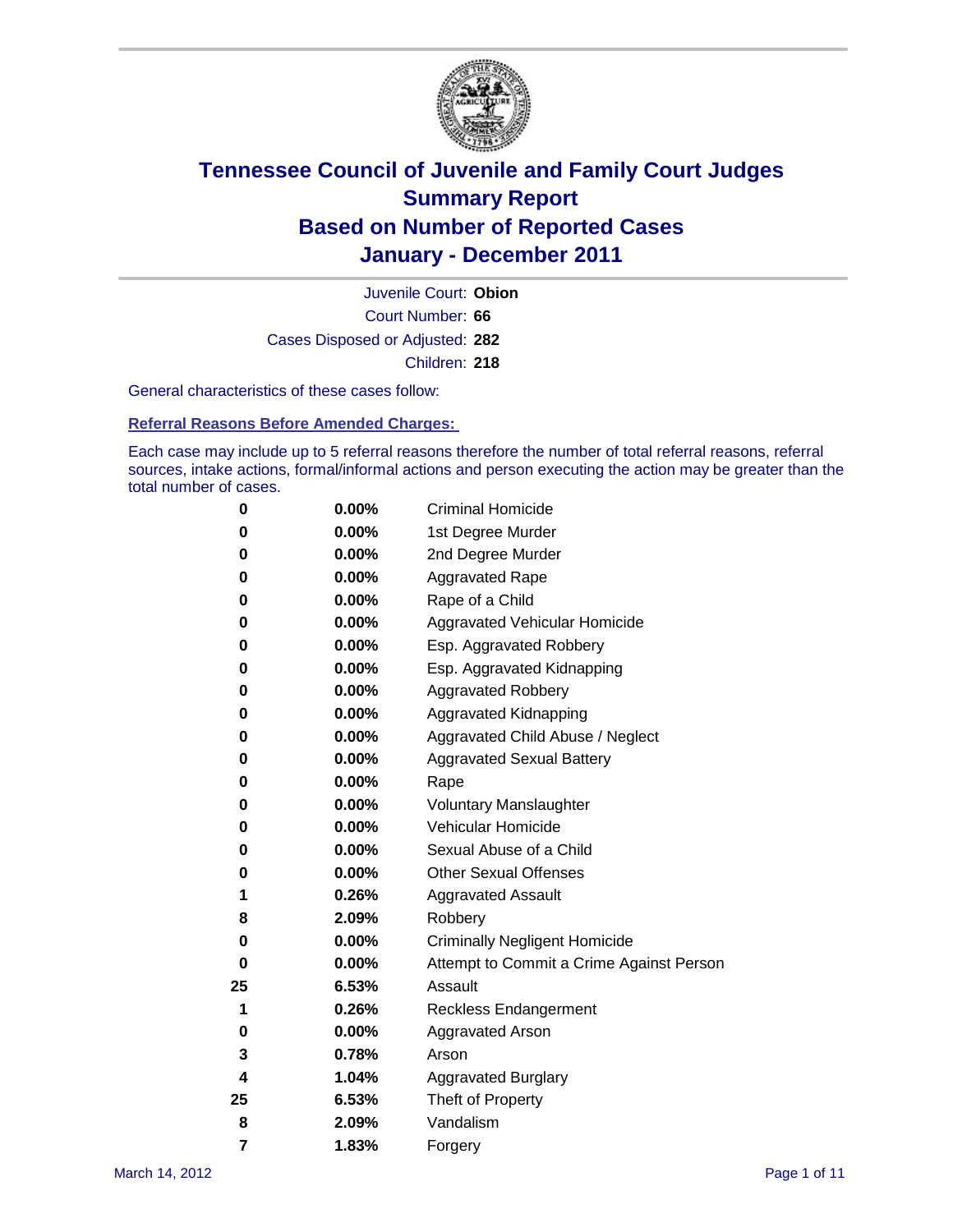# Tennessee Council of Juvenile and Family Court Judges
## Summary Report
## Based on Number of Reported Cases
## January - December 2011

Juvenile Court: **Obion**

Court Number: **66**

Cases Disposed or Adjusted: **282**

Children: **218**

General characteristics of these cases follow:

### Referral Reasons Before Amended Charges:

Each case may include up to 5 referral reasons therefore the number of total referral reasons, referral sources, intake actions, formal/informal actions and person executing the action may be greater than the total number of cases.

| | | |
|---|---|---|
| 0 | 0.00% | Criminal Homicide |
| 0 | 0.00% | 1st Degree Murder |
| 0 | 0.00% | 2nd Degree Murder |
| 0 | 0.00% | Aggravated Rape |
| 0 | 0.00% | Rape of a Child |
| 0 | 0.00% | Aggravated Vehicular Homicide |
| 0 | 0.00% | Esp. Aggravated Robbery |
| 0 | 0.00% | Esp. Aggravated Kidnapping |
| 0 | 0.00% | Aggravated Robbery |
| 0 | 0.00% | Aggravated Kidnapping |
| 0 | 0.00% | Aggravated Child Abuse / Neglect |
| 0 | 0.00% | Aggravated Sexual Battery |
| 0 | 0.00% | Rape |
| 0 | 0.00% | Voluntary Manslaughter |
| 0 | 0.00% | Vehicular Homicide |
| 0 | 0.00% | Sexual Abuse of a Child |
| 0 | 0.00% | Other Sexual Offenses |
| 1 | 0.26% | Aggravated Assault |
| 8 | 2.09% | Robbery |
| 0 | 0.00% | Criminally Negligent Homicide |
| 0 | 0.00% | Attempt to Commit a Crime Against Person |
| 25 | 6.53% | Assault |
| 1 | 0.26% | Reckless Endangerment |
| 0 | 0.00% | Aggravated Arson |
| 3 | 0.78% | Arson |
| 4 | 1.04% | Aggravated Burglary |
| 25 | 6.53% | Theft of Property |
| 8 | 2.09% | Vandalism |
| 7 | 1.83% | Forgery |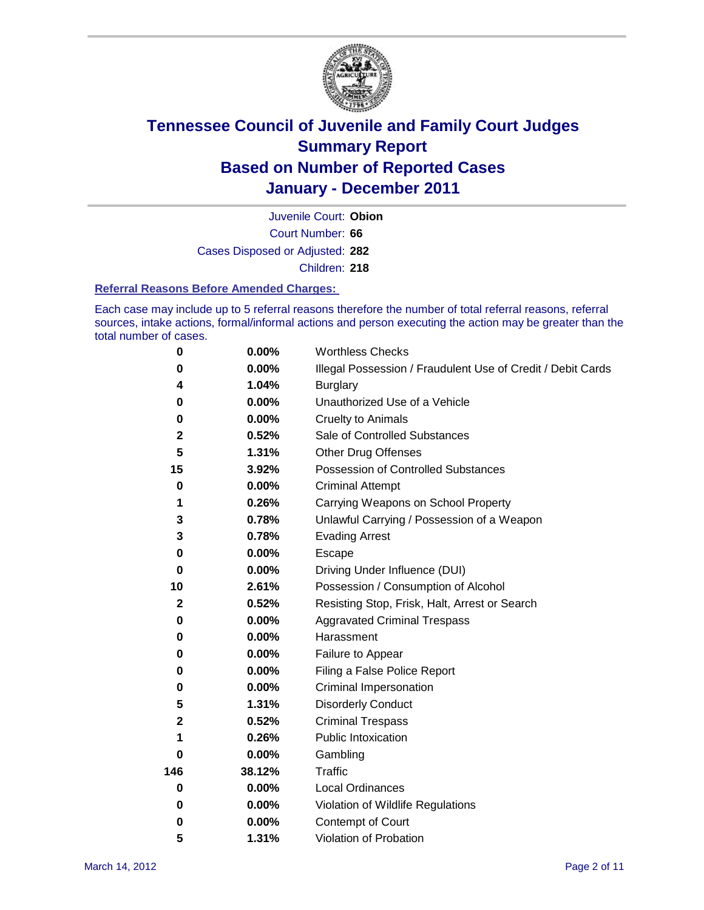# Tennessee Council of Juvenile and Family Court Judges
# Summary Report
# Based on Number of Reported Cases
# January - December 2011

Juvenile Court: **Obion**

Court Number: **66**

Cases Disposed or Adjusted: **282**

Children: **218**

### Referral Reasons Before Amended Charges:

Each case may include up to 5 referral reasons therefore the number of total referral reasons, referral sources, intake actions, formal/informal actions and person executing the action may be greater than the total number of cases.

| | | |
|---|---|---|
| 0 | 0.00% | Worthless Checks |
| 0 | 0.00% | Illegal Possession / Fraudulent Use of Credit / Debit Cards |
| 4 | 1.04% | Burglary |
| 0 | 0.00% | Unauthorized Use of a Vehicle |
| 0 | 0.00% | Cruelty to Animals |
| 2 | 0.52% | Sale of Controlled Substances |
| 5 | 1.31% | Other Drug Offenses |
| 15 | 3.92% | Possession of Controlled Substances |
| 0 | 0.00% | Criminal Attempt |
| 1 | 0.26% | Carrying Weapons on School Property |
| 3 | 0.78% | Unlawful Carrying / Possession of a Weapon |
| 3 | 0.78% | Evading Arrest |
| 0 | 0.00% | Escape |
| 0 | 0.00% | Driving Under Influence (DUI) |
| 10 | 2.61% | Possession / Consumption of Alcohol |
| 2 | 0.52% | Resisting Stop, Frisk, Halt, Arrest or Search |
| 0 | 0.00% | Aggravated Criminal Trespass |
| 0 | 0.00% | Harassment |
| 0 | 0.00% | Failure to Appear |
| 0 | 0.00% | Filing a False Police Report |
| 0 | 0.00% | Criminal Impersonation |
| 5 | 1.31% | Disorderly Conduct |
| 2 | 0.52% | Criminal Trespass |
| 1 | 0.26% | Public Intoxication |
| 0 | 0.00% | Gambling |
| 146 | 38.12% | Traffic |
| 0 | 0.00% | Local Ordinances |
| 0 | 0.00% | Violation of Wildlife Regulations |
| 0 | 0.00% | Contempt of Court |
| 5 | 1.31% | Violation of Probation |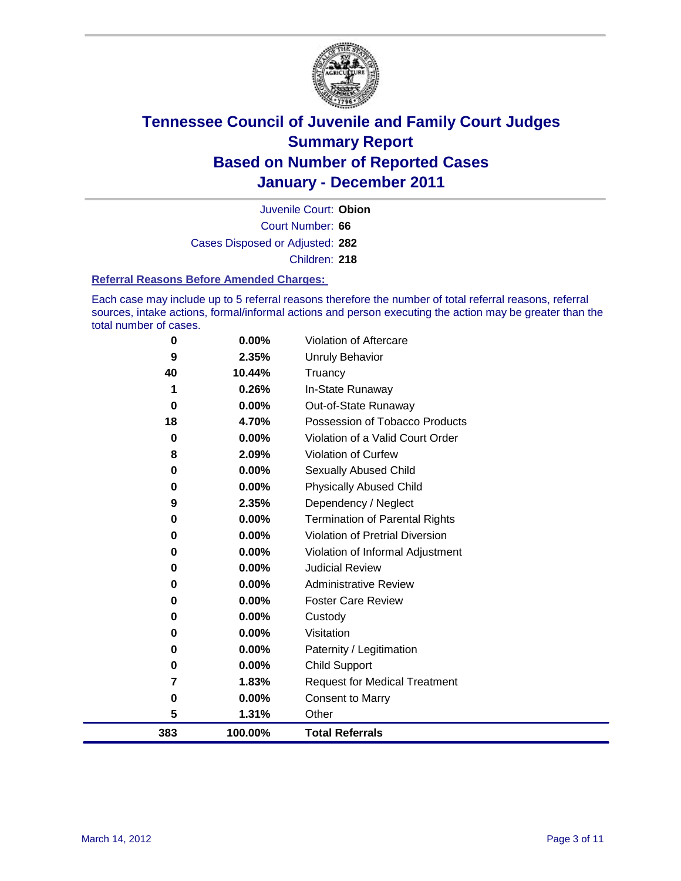# Tennessee Council of Juvenile and Family Court Judges
## Summary Report
## Based on Number of Reported Cases
## January - December 2011

Juvenile Court: **Obion**

Court Number: **66**

Cases Disposed or Adjusted: **282**

Children: **218**

### Referral Reasons Before Amended Charges:

Each case may include up to 5 referral reasons therefore the number of total referral reasons, referral sources, intake actions, formal/informal actions and person executing the action may be greater than the total number of cases.

| | | |
|---|---|---|
| 0 | 0.00% | Violation of Aftercare |
| 9 | 2.35% | Unruly Behavior |
| 40 | 10.44% | Truancy |
| 1 | 0.26% | In-State Runaway |
| 0 | 0.00% | Out-of-State Runaway |
| 18 | 4.70% | Possession of Tobacco Products |
| 0 | 0.00% | Violation of a Valid Court Order |
| 8 | 2.09% | Violation of Curfew |
| 0 | 0.00% | Sexually Abused Child |
| 0 | 0.00% | Physically Abused Child |
| 9 | 2.35% | Dependency / Neglect |
| 0 | 0.00% | Termination of Parental Rights |
| 0 | 0.00% | Violation of Pretrial Diversion |
| 0 | 0.00% | Violation of Informal Adjustment |
| 0 | 0.00% | Judicial Review |
| 0 | 0.00% | Administrative Review |
| 0 | 0.00% | Foster Care Review |
| 0 | 0.00% | Custody |
| 0 | 0.00% | Visitation |
| 0 | 0.00% | Paternity / Legitimation |
| 0 | 0.00% | Child Support |
| 7 | 1.83% | Request for Medical Treatment |
| 0 | 0.00% | Consent to Marry |
| 5 | 1.31% | Other |
| **383** | **100.00%** | **Total Referrals** |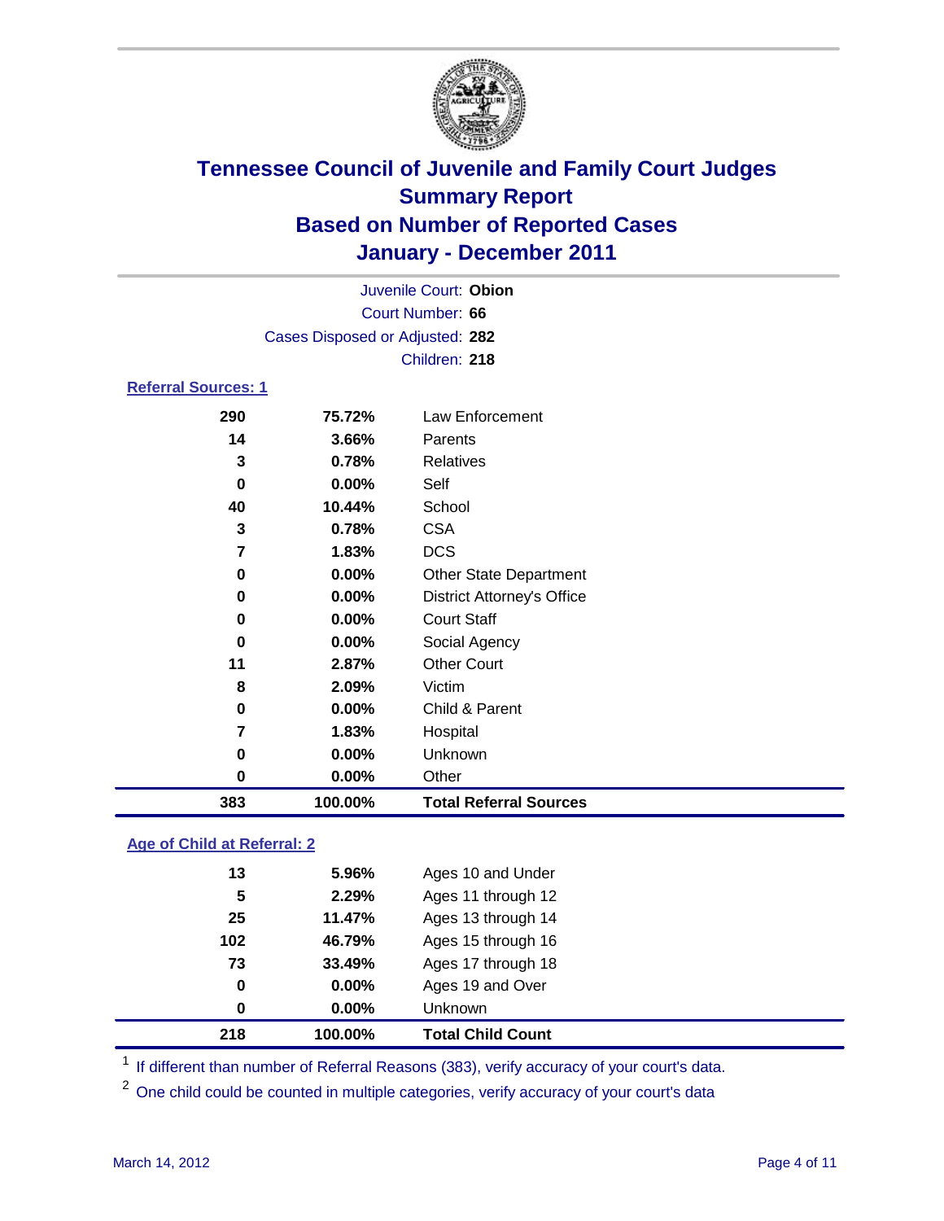# Tennessee Council of Juvenile and Family Court Judges
## Summary Report
## Based on Number of Reported Cases
## January - December 2011

Juvenile Court: **Obion**
Court Number: **66**
Cases Disposed or Adjusted: **282**
Children: **218**

### Referral Sources: 1

| | | |
|---|---|---|
| 290 | 75.72% | Law Enforcement |
| 14 | 3.66% | Parents |
| 3 | 0.78% | Relatives |
| 0 | 0.00% | Self |
| 40 | 10.44% | School |
| 3 | 0.78% | CSA |
| 7 | 1.83% | DCS |
| 0 | 0.00% | Other State Department |
| 0 | 0.00% | District Attorney's Office |
| 0 | 0.00% | Court Staff |
| 0 | 0.00% | Social Agency |
| 11 | 2.87% | Other Court |
| 8 | 2.09% | Victim |
| 0 | 0.00% | Child & Parent |
| 7 | 1.83% | Hospital |
| 0 | 0.00% | Unknown |
| 0 | 0.00% | Other |
| **383** | **100.00%** | **Total Referral Sources** |

### Age of Child at Referral: 2

| | | |
|---|---|---|
| 13 | 5.96% | Ages 10 and Under |
| 5 | 2.29% | Ages 11 through 12 |
| 25 | 11.47% | Ages 13 through 14 |
| 102 | 46.79% | Ages 15 through 16 |
| 73 | 33.49% | Ages 17 through 18 |
| 0 | 0.00% | Ages 19 and Over |
| 0 | 0.00% | Unknown |
| **218** | **100.00%** | **Total Child Count** |

[1] If different than number of Referral Reasons (383), verify accuracy of your court's data.

[2] One child could be counted in multiple categories, verify accuracy of your court's data

March 14, 2012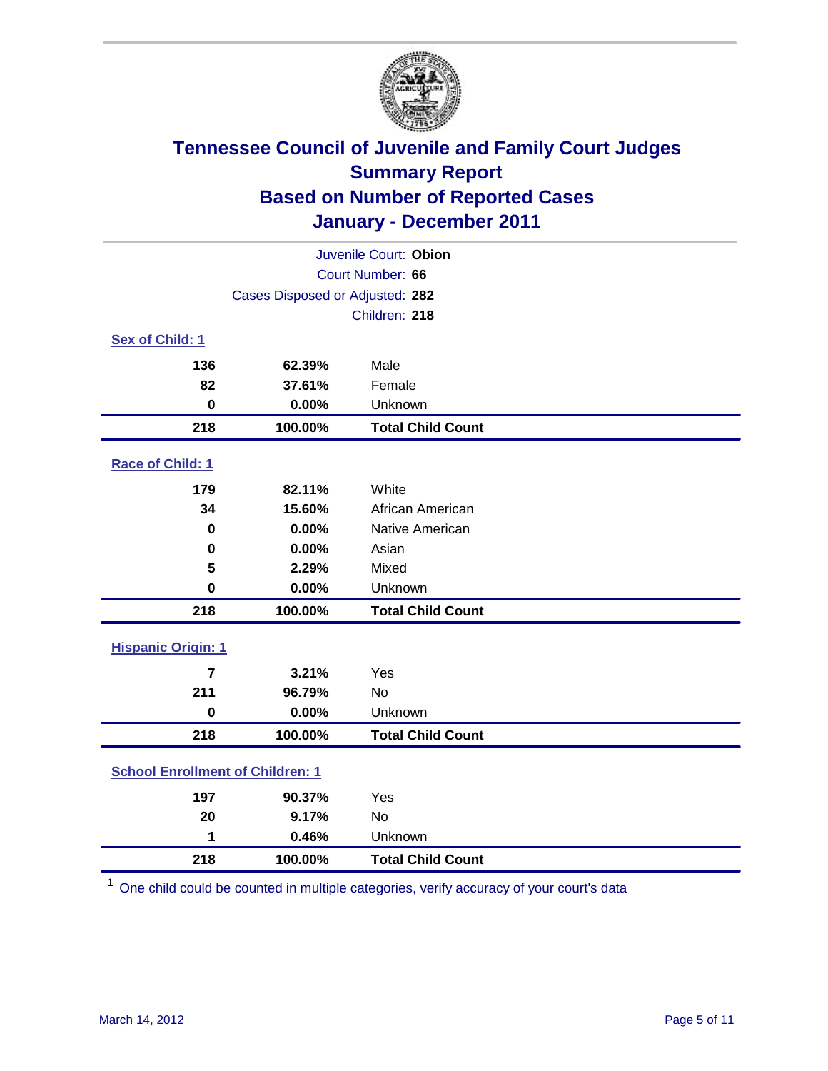# Tennessee Council of Juvenile and Family Court Judges
## Summary Report
## Based on Number of Reported Cases
## January - December 2011

Juvenile Court: **Obion**

Court Number: **66**

Cases Disposed or Adjusted: **282**

Children: **218**

### Sex of Child: 1

| | | |
|---|---|---|
| 136 | 62.39% | Male |
| 82 | 37.61% | Female |
| 0 | 0.00% | Unknown |
| **218** | **100.00%** | **Total Child Count** |

### Race of Child: 1

| | | |
|---|---|---|
| 179 | 82.11% | White |
| 34 | 15.60% | African American |
| 0 | 0.00% | Native American |
| 0 | 0.00% | Asian |
| 5 | 2.29% | Mixed |
| 0 | 0.00% | Unknown |
| **218** | **100.00%** | **Total Child Count** |

### Hispanic Origin: 1

| | | |
|---|---|---|
| 7 | 3.21% | Yes |
| 211 | 96.79% | No |
| 0 | 0.00% | Unknown |
| **218** | **100.00%** | **Total Child Count** |

### School Enrollment of Children: 1

| | | |
|---|---|---|
| 197 | 90.37% | Yes |
| 20 | 9.17% | No |
| 1 | 0.46% | Unknown |
| **218** | **100.00%** | **Total Child Count** |

[1] One child could be counted in multiple categories, verify accuracy of your court's data

March 14, 2012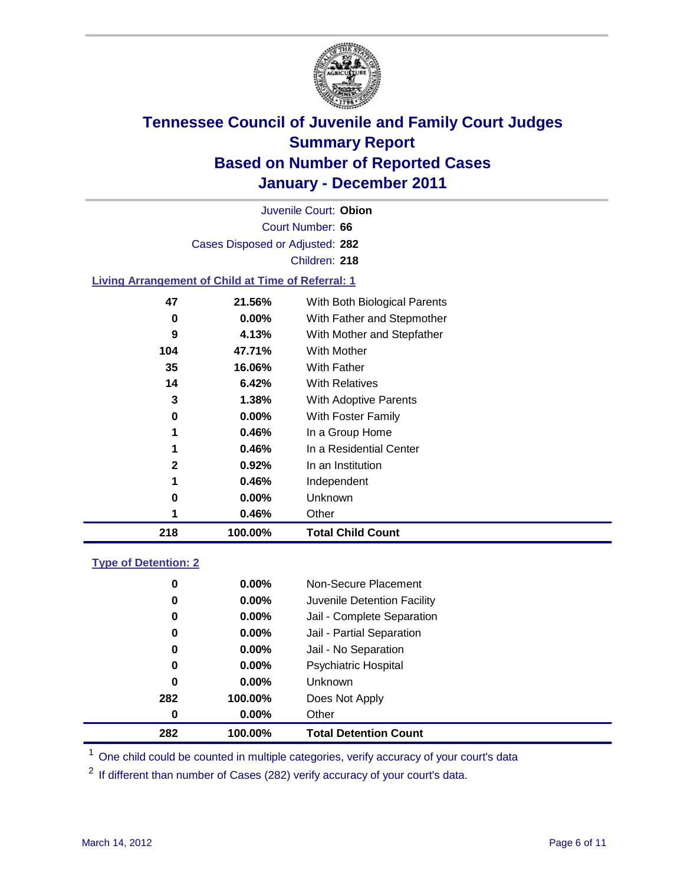# Tennessee Council of Juvenile and Family Court Judges
## Summary Report
## Based on Number of Reported Cases
## January - December 2011

Juvenile Court: **Obion**

Court Number: **66**

Cases Disposed or Adjusted: **282**

Children: **218**

### Living Arrangement of Child at Time of Referral: 1

| | | |
|---|---|---|
| 47 | 21.56% | With Both Biological Parents |
| 0 | 0.00% | With Father and Stepmother |
| 9 | 4.13% | With Mother and Stepfather |
| 104 | 47.71% | With Mother |
| 35 | 16.06% | With Father |
| 14 | 6.42% | With Relatives |
| 3 | 1.38% | With Adoptive Parents |
| 0 | 0.00% | With Foster Family |
| 1 | 0.46% | In a Group Home |
| 1 | 0.46% | In a Residential Center |
| 2 | 0.92% | In an Institution |
| 1 | 0.46% | Independent |
| 0 | 0.00% | Unknown |
| 1 | 0.46% | Other |
| **218** | **100.00%** | **Total Child Count** |

### Type of Detention: 2

| | | |
|---|---|---|
| 0 | 0.00% | Non-Secure Placement |
| 0 | 0.00% | Juvenile Detention Facility |
| 0 | 0.00% | Jail - Complete Separation |
| 0 | 0.00% | Jail - Partial Separation |
| 0 | 0.00% | Jail - No Separation |
| 0 | 0.00% | Psychiatric Hospital |
| 0 | 0.00% | Unknown |
| 282 | 100.00% | Does Not Apply |
| 0 | 0.00% | Other |
| **282** | **100.00%** | **Total Detention Count** |

[1] One child could be counted in multiple categories, verify accuracy of your court's data

[2] If different than number of Cases (282) verify accuracy of your court's data.

March 14, 2012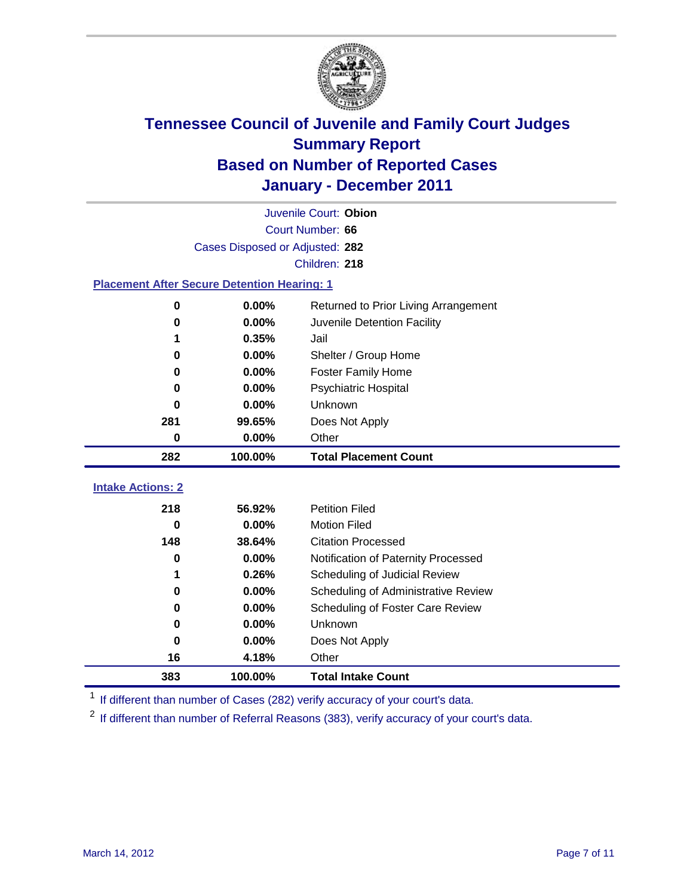# Tennessee Council of Juvenile and Family Court Judges
## Summary Report
## Based on Number of Reported Cases
## January - December 2011

Juvenile Court: **Obion**

Court Number: **66**

Cases Disposed or Adjusted: **282**

Children: **218**

### Placement After Secure Detention Hearing: 1

| Count | Percent | Placement |
|---|---|---|
| 0 | 0.00% | Returned to Prior Living Arrangement |
| 0 | 0.00% | Juvenile Detention Facility |
| 1 | 0.35% | Jail |
| 0 | 0.00% | Shelter / Group Home |
| 0 | 0.00% | Foster Family Home |
| 0 | 0.00% | Psychiatric Hospital |
| 0 | 0.00% | Unknown |
| 281 | 99.65% | Does Not Apply |
| 0 | 0.00% | Other |
| **282** | **100.00%** | **Total Placement Count** |

### Intake Actions: 2

| Count | Percent | Intake Action |
|---|---|---|
| 218 | 56.92% | Petition Filed |
| 0 | 0.00% | Motion Filed |
| 148 | 38.64% | Citation Processed |
| 0 | 0.00% | Notification of Paternity Processed |
| 1 | 0.26% | Scheduling of Judicial Review |
| 0 | 0.00% | Scheduling of Administrative Review |
| 0 | 0.00% | Scheduling of Foster Care Review |
| 0 | 0.00% | Unknown |
| 0 | 0.00% | Does Not Apply |
| 16 | 4.18% | Other |
| **383** | **100.00%** | **Total Intake Count** |

[1] If different than number of Cases (282) verify accuracy of your court's data.

[2] If different than number of Referral Reasons (383), verify accuracy of your court's data.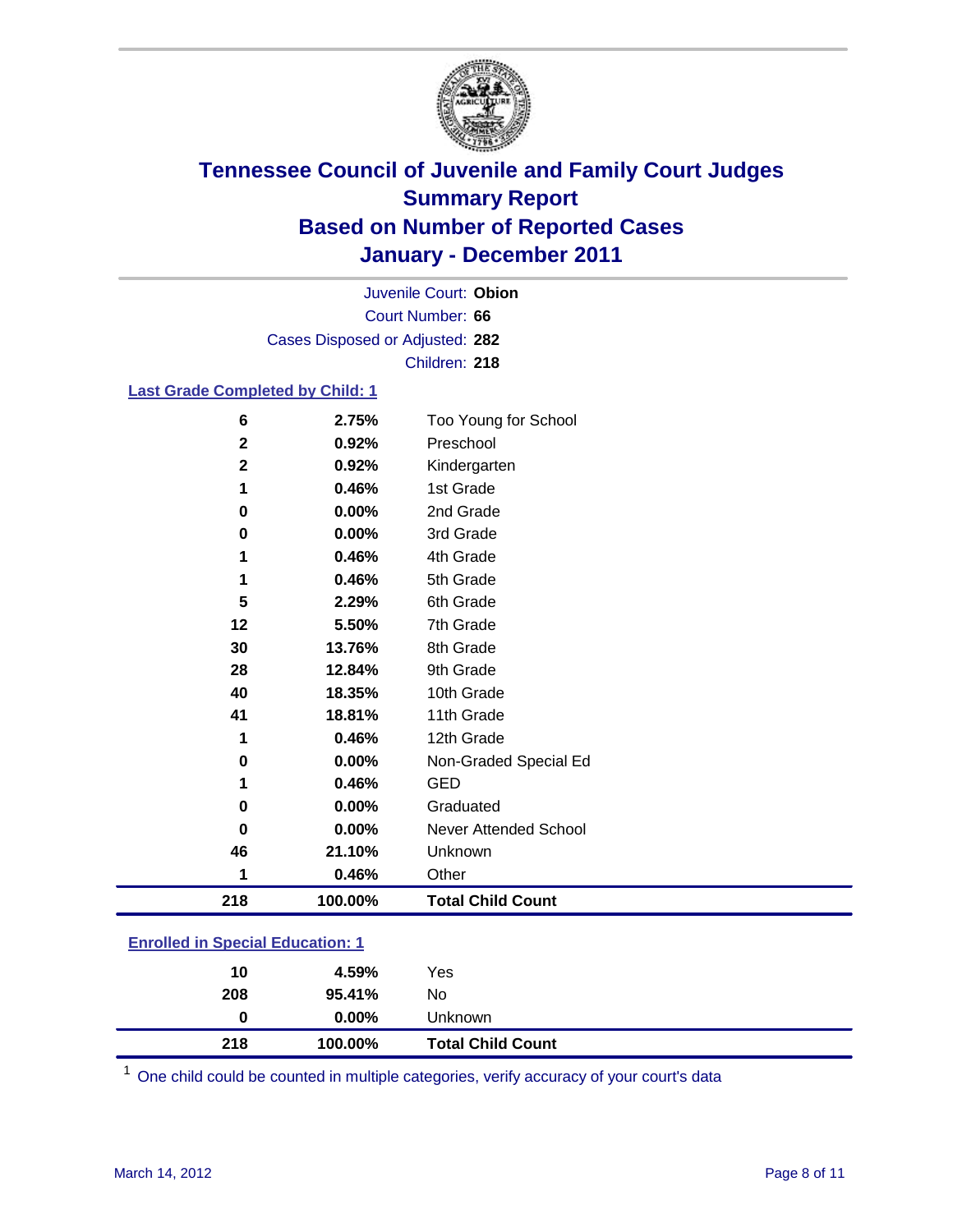# Tennessee Council of Juvenile and Family Court Judges
## Summary Report
## Based on Number of Reported Cases
## January - December 2011

Juvenile Court: **Obion**
Court Number: **66**
Cases Disposed or Adjusted: **282**
Children: **218**

### Last Grade Completed by Child: 1

| | | |
|---|---|---|
| 6 | 2.75% | Too Young for School |
| 2 | 0.92% | Preschool |
| 2 | 0.92% | Kindergarten |
| 1 | 0.46% | 1st Grade |
| 0 | 0.00% | 2nd Grade |
| 0 | 0.00% | 3rd Grade |
| 1 | 0.46% | 4th Grade |
| 1 | 0.46% | 5th Grade |
| 5 | 2.29% | 6th Grade |
| 12 | 5.50% | 7th Grade |
| 30 | 13.76% | 8th Grade |
| 28 | 12.84% | 9th Grade |
| 40 | 18.35% | 10th Grade |
| 41 | 18.81% | 11th Grade |
| 1 | 0.46% | 12th Grade |
| 0 | 0.00% | Non-Graded Special Ed |
| 1 | 0.46% | GED |
| 0 | 0.00% | Graduated |
| 0 | 0.00% | Never Attended School |
| 46 | 21.10% | Unknown |
| 1 | 0.46% | Other |
| **218** | **100.00%** | **Total Child Count** |

### Enrolled in Special Education: 1

| | | |
|---|---|---|
| 10 | 4.59% | Yes |
| 208 | 95.41% | No |
| 0 | 0.00% | Unknown |
| **218** | **100.00%** | **Total Child Count** |

[1] One child could be counted in multiple categories, verify accuracy of your court's data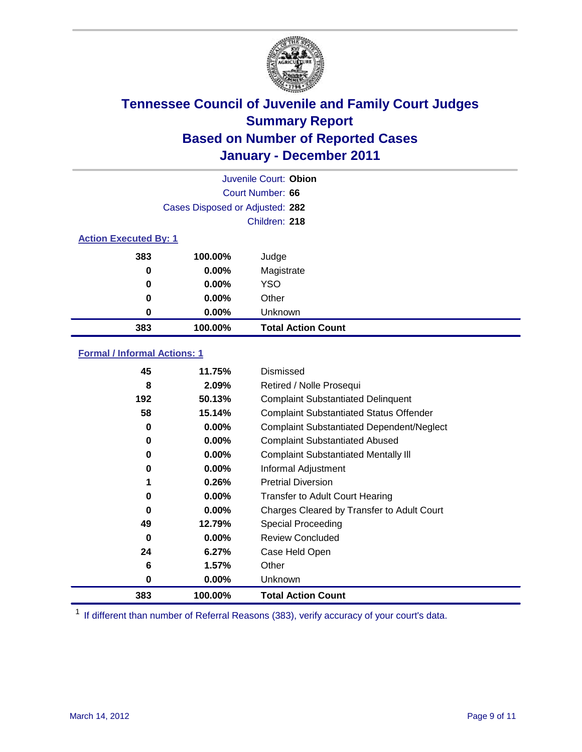# Tennessee Council of Juvenile and Family Court Judges
## Summary Report
## Based on Number of Reported Cases
## January - December 2011

Juvenile Court: **Obion**

Court Number: **66**

Cases Disposed or Adjusted: **282**

Children: **218**

### Action Executed By: 1

| | | |
|---|---|---|
| 383 | 100.00% | Judge |
| 0 | 0.00% | Magistrate |
| 0 | 0.00% | YSO |
| 0 | 0.00% | Other |
| 0 | 0.00% | Unknown |
| **383** | **100.00%** | **Total Action Count** |

### Formal / Informal Actions: 1

| | | |
|---|---|---|
| 45 | 11.75% | Dismissed |
| 8 | 2.09% | Retired / Nolle Prosequi |
| 192 | 50.13% | Complaint Substantiated Delinquent |
| 58 | 15.14% | Complaint Substantiated Status Offender |
| 0 | 0.00% | Complaint Substantiated Dependent/Neglect |
| 0 | 0.00% | Complaint Substantiated Abused |
| 0 | 0.00% | Complaint Substantiated Mentally Ill |
| 0 | 0.00% | Informal Adjustment |
| 1 | 0.26% | Pretrial Diversion |
| 0 | 0.00% | Transfer to Adult Court Hearing |
| 0 | 0.00% | Charges Cleared by Transfer to Adult Court |
| 49 | 12.79% | Special Proceeding |
| 0 | 0.00% | Review Concluded |
| 24 | 6.27% | Case Held Open |
| 6 | 1.57% | Other |
| 0 | 0.00% | Unknown |
| **383** | **100.00%** | **Total Action Count** |

[1] If different than number of Referral Reasons (383), verify accuracy of your court's data.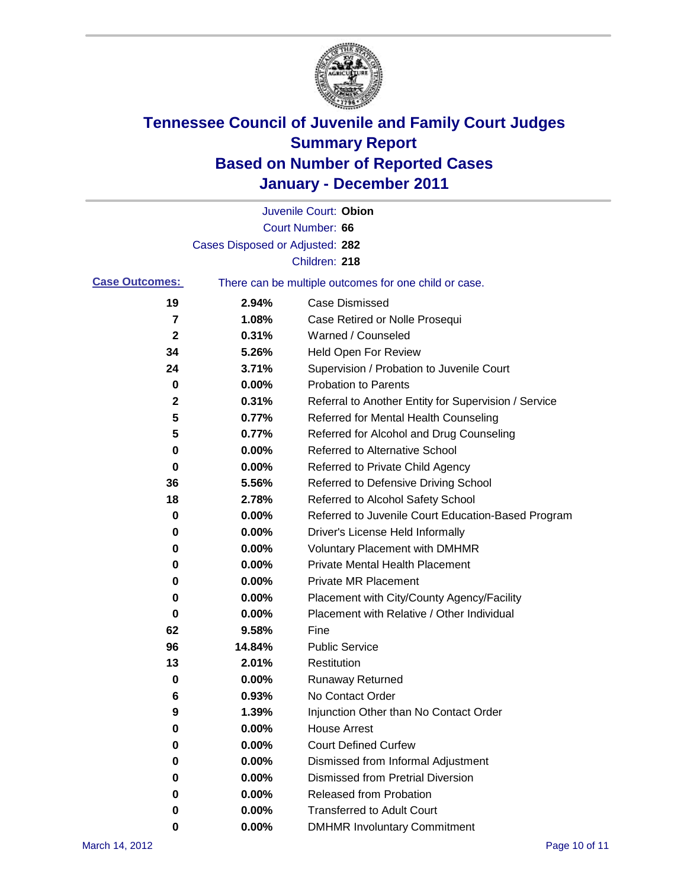# Tennessee Council of Juvenile and Family Court Judges
## Summary Report
## Based on Number of Reported Cases
## January - December 2011

Juvenile Court: **Obion**

Court Number: **66**

Cases Disposed or Adjusted: **282**

Children: **218**

**Case Outcomes:** There can be multiple outcomes for one child or case.

| | | |
|---|---|---|
| 19 | 2.94% | Case Dismissed |
| 7 | 1.08% | Case Retired or Nolle Prosequi |
| 2 | 0.31% | Warned / Counseled |
| 34 | 5.26% | Held Open For Review |
| 24 | 3.71% | Supervision / Probation to Juvenile Court |
| 0 | 0.00% | Probation to Parents |
| 2 | 0.31% | Referral to Another Entity for Supervision / Service |
| 5 | 0.77% | Referred for Mental Health Counseling |
| 5 | 0.77% | Referred for Alcohol and Drug Counseling |
| 0 | 0.00% | Referred to Alternative School |
| 0 | 0.00% | Referred to Private Child Agency |
| 36 | 5.56% | Referred to Defensive Driving School |
| 18 | 2.78% | Referred to Alcohol Safety School |
| 0 | 0.00% | Referred to Juvenile Court Education-Based Program |
| 0 | 0.00% | Driver's License Held Informally |
| 0 | 0.00% | Voluntary Placement with DMHMR |
| 0 | 0.00% | Private Mental Health Placement |
| 0 | 0.00% | Private MR Placement |
| 0 | 0.00% | Placement with City/County Agency/Facility |
| 0 | 0.00% | Placement with Relative / Other Individual |
| 62 | 9.58% | Fine |
| 96 | 14.84% | Public Service |
| 13 | 2.01% | Restitution |
| 0 | 0.00% | Runaway Returned |
| 6 | 0.93% | No Contact Order |
| 9 | 1.39% | Injunction Other than No Contact Order |
| 0 | 0.00% | House Arrest |
| 0 | 0.00% | Court Defined Curfew |
| 0 | 0.00% | Dismissed from Informal Adjustment |
| 0 | 0.00% | Dismissed from Pretrial Diversion |
| 0 | 0.00% | Released from Probation |
| 0 | 0.00% | Transferred to Adult Court |
| 0 | 0.00% | DMHMR Involuntary Commitment |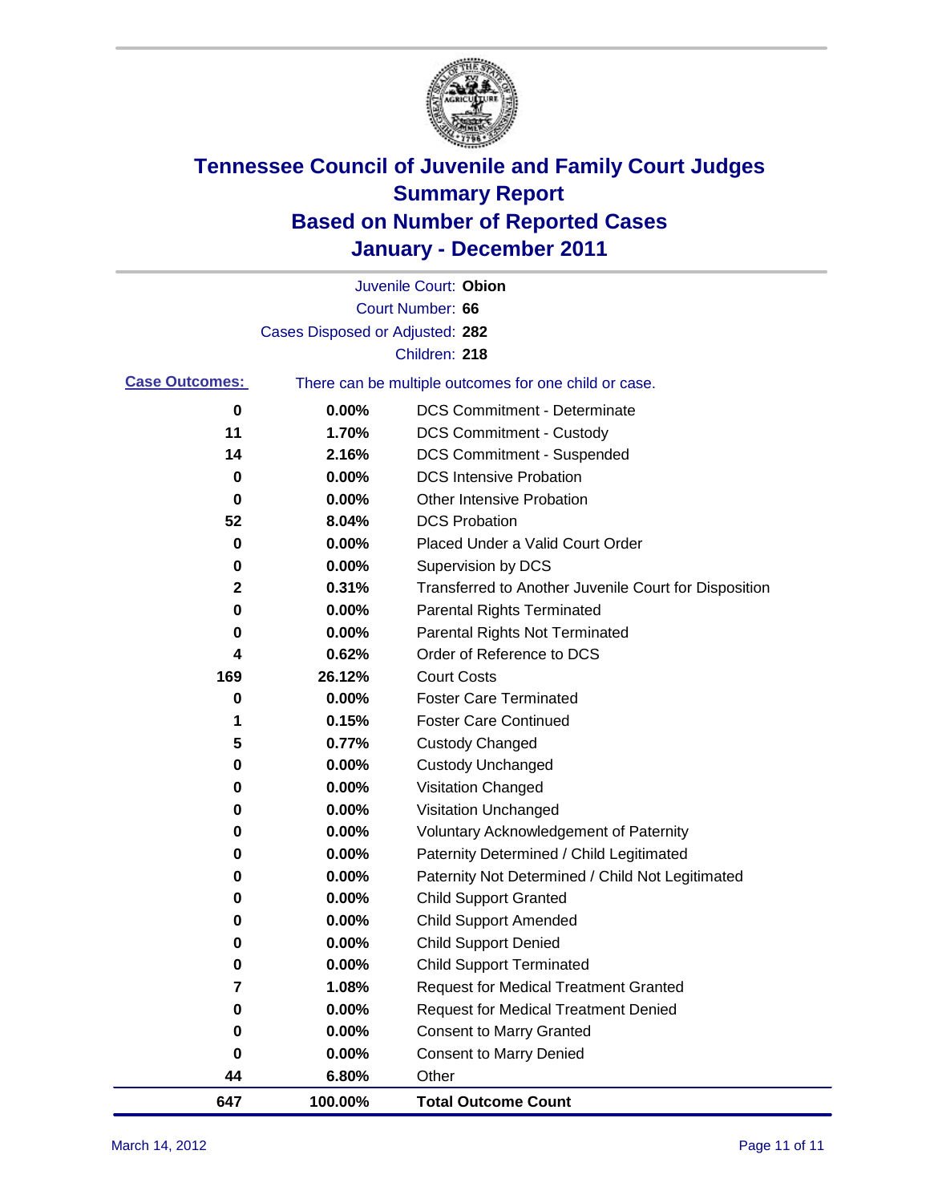# Tennessee Council of Juvenile and Family Court Judges
## Summary Report
## Based on Number of Reported Cases
## January - December 2011

Juvenile Court: **Obion**

Court Number: **66**

Cases Disposed or Adjusted: **282**

Children: **218**

**Case Outcomes:** There can be multiple outcomes for one child or case.

| | | |
|---|---|---|
| 0 | 0.00% | DCS Commitment - Determinate |
| 11 | 1.70% | DCS Commitment - Custody |
| 14 | 2.16% | DCS Commitment - Suspended |
| 0 | 0.00% | DCS Intensive Probation |
| 0 | 0.00% | Other Intensive Probation |
| 52 | 8.04% | DCS Probation |
| 0 | 0.00% | Placed Under a Valid Court Order |
| 0 | 0.00% | Supervision by DCS |
| 2 | 0.31% | Transferred to Another Juvenile Court for Disposition |
| 0 | 0.00% | Parental Rights Terminated |
| 0 | 0.00% | Parental Rights Not Terminated |
| 4 | 0.62% | Order of Reference to DCS |
| 169 | 26.12% | Court Costs |
| 0 | 0.00% | Foster Care Terminated |
| 1 | 0.15% | Foster Care Continued |
| 5 | 0.77% | Custody Changed |
| 0 | 0.00% | Custody Unchanged |
| 0 | 0.00% | Visitation Changed |
| 0 | 0.00% | Visitation Unchanged |
| 0 | 0.00% | Voluntary Acknowledgement of Paternity |
| 0 | 0.00% | Paternity Determined / Child Legitimated |
| 0 | 0.00% | Paternity Not Determined / Child Not Legitimated |
| 0 | 0.00% | Child Support Granted |
| 0 | 0.00% | Child Support Amended |
| 0 | 0.00% | Child Support Denied |
| 0 | 0.00% | Child Support Terminated |
| 7 | 1.08% | Request for Medical Treatment Granted |
| 0 | 0.00% | Request for Medical Treatment Denied |
| 0 | 0.00% | Consent to Marry Granted |
| 0 | 0.00% | Consent to Marry Denied |
| 44 | 6.80% | Other |
| **647** | **100.00%** | **Total Outcome Count** |